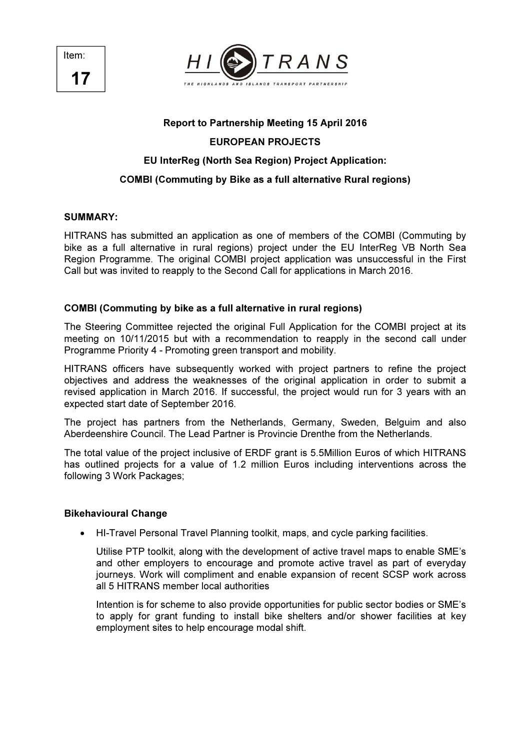Item:

**17**

HI TRANS

THE HIGHLANDS AND ISLANDS TRANSPORT PARTNERSHIP

**Report to Partnership Meeting 15 April 2016**

**EUROPEAN PROJECTS**

**EU InterReg (North Sea Region) Project Application:**

**COMBI (Commuting by Bike as a full alternative Rural regions)**

**SUMMARY:**

HITRANS has submitted an application as one of members of the COMBI (Commuting by bike as a full alternative in rural regions) project under the EU InterReg VB North Sea Region Programme. The original COMBI project application was unsuccessful in the First Call but was invited to reapply to the Second Call for applications in March 2016.

**COMBI (Commuting by bike as a full alternative in rural regions)**

The Steering Committee rejected the original Full Application for the COMBI project at its meeting on 10/11/2015 but with a recommendation to reapply in the second call under Programme Priority 4 - Promoting green transport and mobility.

HITRANS officers have subsequently worked with project partners to refine the project objectives and address the weaknesses of the original application in order to submit a revised application in March 2016. If successful, the project would run for 3 years with an expected start date of September 2016.

The project has partners from the Netherlands, Germany, Sweden, Belguim and also Aberdeenshire Council. The Lead Partner is Provincie Drenthe from the Netherlands.

The total value of the project inclusive of ERDF grant is 5.5Million Euros of which HITRANS has outlined projects for a value of 1.2 million Euros including interventions across the following 3 Work Packages;

**Bikehavioural Change**

- HI-Travel Personal Travel Planning toolkit, maps, and cycle parking facilities.

  Utilise PTP toolkit, along with the development of active travel maps to enable SME's and other employers to encourage and promote active travel as part of everyday journeys. Work will compliment and enable expansion of recent SCSP work across all 5 HITRANS member local authorities

  Intention is for scheme to also provide opportunities for public sector bodies or SME's to apply for grant funding to install bike shelters and/or shower facilities at key employment sites to help encourage modal shift.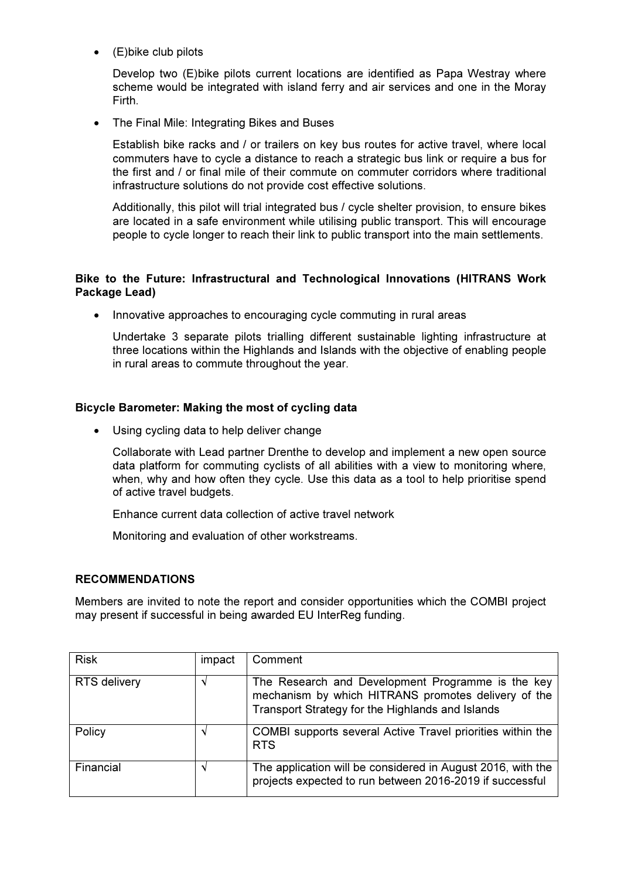- (E)bike club pilots

  Develop two (E)bike pilots current locations are identified as Papa Westray where scheme would be integrated with island ferry and air services and one in the Moray Firth.

- The Final Mile: Integrating Bikes and Buses

  Establish bike racks and / or trailers on key bus routes for active travel, where local commuters have to cycle a distance to reach a strategic bus link or require a bus for the first and / or final mile of their commute on commuter corridors where traditional infrastructure solutions do not provide cost effective solutions.

  Additionally, this pilot will trial integrated bus / cycle shelter provision, to ensure bikes are located in a safe environment while utilising public transport. This will encourage people to cycle longer to reach their link to public transport into the main settlements.

**Bike to the Future: Infrastructural and Technological Innovations (HITRANS Work Package Lead)**

- Innovative approaches to encouraging cycle commuting in rural areas

  Undertake 3 separate pilots trialling different sustainable lighting infrastructure at three locations within the Highlands and Islands with the objective of enabling people in rural areas to commute throughout the year.

**Bicycle Barometer: Making the most of cycling data**

- Using cycling data to help deliver change

  Collaborate with Lead partner Drenthe to develop and implement a new open source data platform for commuting cyclists of all abilities with a view to monitoring where, when, why and how often they cycle. Use this data as a tool to help prioritise spend of active travel budgets.

  Enhance current data collection of active travel network

  Monitoring and evaluation of other workstreams.

**RECOMMENDATIONS**

Members are invited to note the report and consider opportunities which the COMBI project may present if successful in being awarded EU InterReg funding.

| Risk | impact | Comment |
|---|---|---|
| RTS delivery | √ | The Research and Development Programme is the key mechanism by which HITRANS promotes delivery of the Transport Strategy for the Highlands and Islands |
| Policy | √ | COMBI supports several Active Travel priorities within the RTS |
| Financial | √ | The application will be considered in August 2016, with the projects expected to run between 2016-2019 if successful |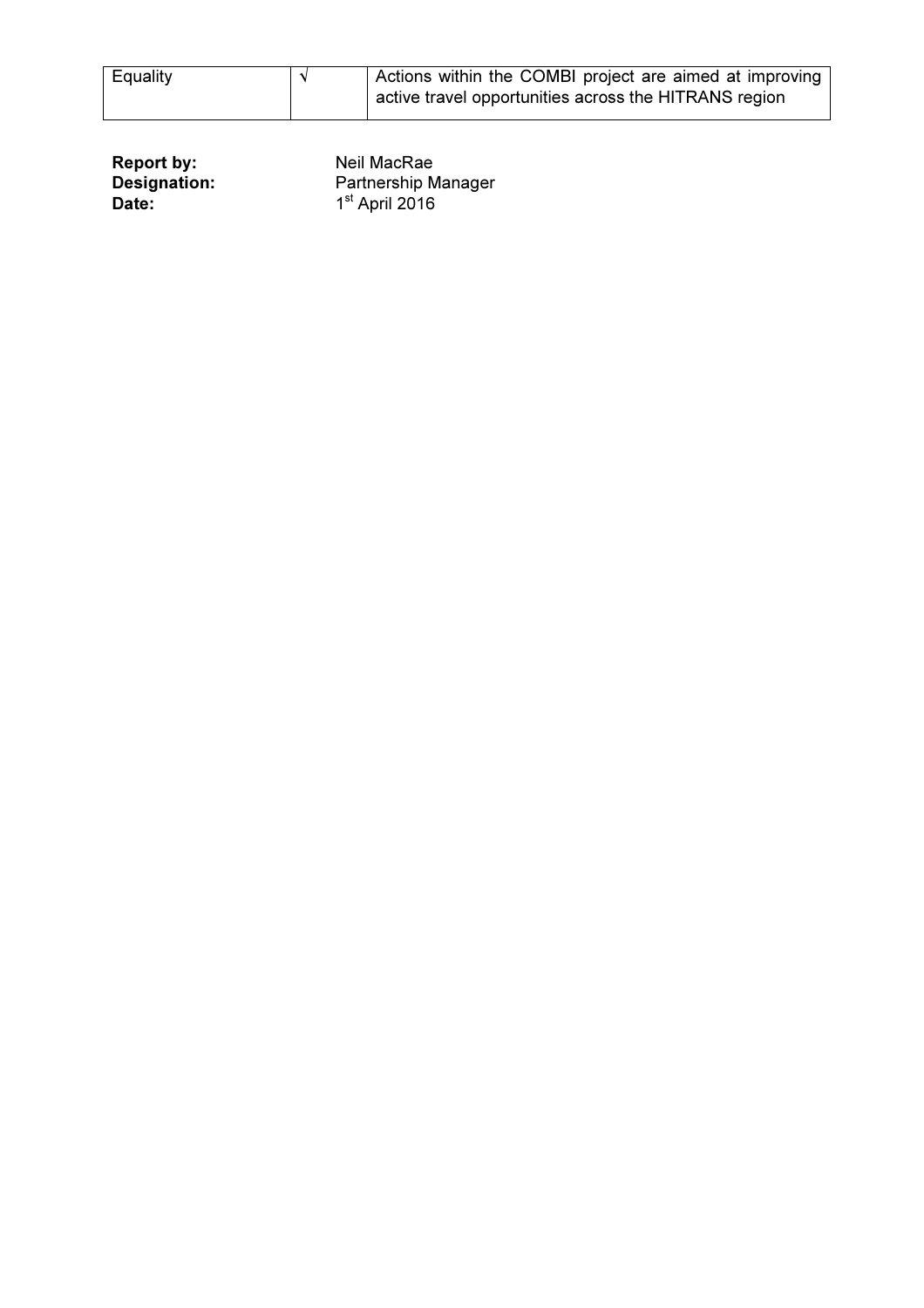| | | |
|---|---|---|
| Equality | √ | Actions within the COMBI project are aimed at improving active travel opportunities across the HITRANS region |

**Report by:** Neil MacRae
**Designation:** Partnership Manager
**Date:** 1st April 2016